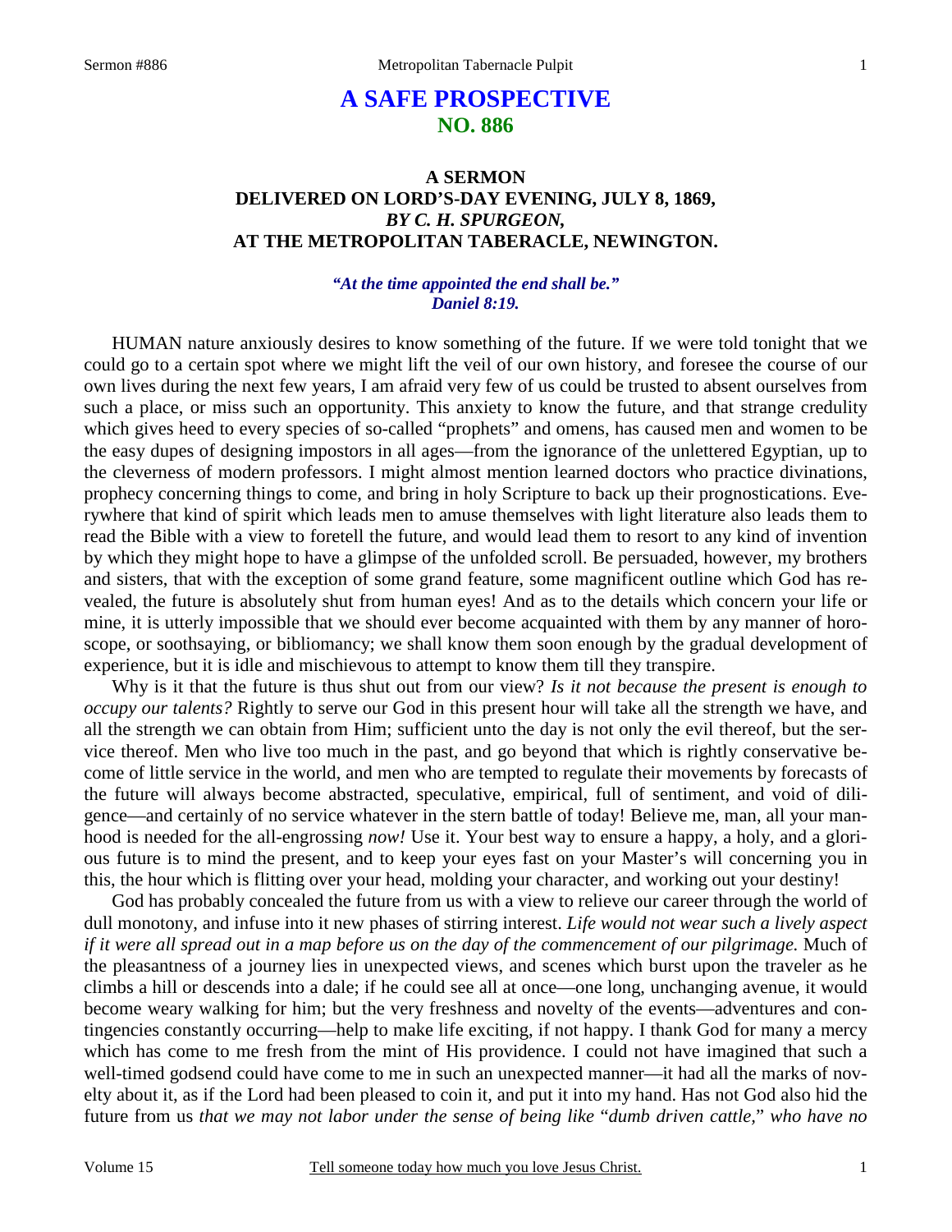# A SAFE PROSPECTIVE
## NO. 886

### A SERMON
### DELIVERED ON LORD'S-DAY EVENING, JULY 8, 1869,
### *BY C. H. SPURGEON,*
### AT THE METROPOLITAN TABERACLE, NEWINGTON.

***"At the time appointed the end shall be."***
***Daniel 8:19.***

HUMAN nature anxiously desires to know something of the future. If we were told tonight that we could go to a certain spot where we might lift the veil of our own history, and foresee the course of our own lives during the next few years, I am afraid very few of us could be trusted to absent ourselves from such a place, or miss such an opportunity. This anxiety to know the future, and that strange credulity which gives heed to every species of so-called "prophets" and omens, has caused men and women to be the easy dupes of designing impostors in all ages—from the ignorance of the unlettered Egyptian, up to the cleverness of modern professors. I might almost mention learned doctors who practice divinations, prophecy concerning things to come, and bring in holy Scripture to back up their prognostications. Everywhere that kind of spirit which leads men to amuse themselves with light literature also leads them to read the Bible with a view to foretell the future, and would lead them to resort to any kind of invention by which they might hope to have a glimpse of the unfolded scroll. Be persuaded, however, my brothers and sisters, that with the exception of some grand feature, some magnificent outline which God has revealed, the future is absolutely shut from human eyes! And as to the details which concern your life or mine, it is utterly impossible that we should ever become acquainted with them by any manner of horoscope, or soothsaying, or bibliomancy; we shall know them soon enough by the gradual development of experience, but it is idle and mischievous to attempt to know them till they transpire.

Why is it that the future is thus shut out from our view? *Is it not because the present is enough to occupy our talents?* Rightly to serve our God in this present hour will take all the strength we have, and all the strength we can obtain from Him; sufficient unto the day is not only the evil thereof, but the service thereof. Men who live too much in the past, and go beyond that which is rightly conservative become of little service in the world, and men who are tempted to regulate their movements by forecasts of the future will always become abstracted, speculative, empirical, full of sentiment, and void of diligence—and certainly of no service whatever in the stern battle of today! Believe me, man, all your manhood is needed for the all-engrossing *now!* Use it. Your best way to ensure a happy, a holy, and a glorious future is to mind the present, and to keep your eyes fast on your Master's will concerning you in this, the hour which is flitting over your head, molding your character, and working out your destiny!

God has probably concealed the future from us with a view to relieve our career through the world of dull monotony, and infuse into it new phases of stirring interest. *Life would not wear such a lively aspect if it were all spread out in a map before us on the day of the commencement of our pilgrimage.* Much of the pleasantness of a journey lies in unexpected views, and scenes which burst upon the traveler as he climbs a hill or descends into a dale; if he could see all at once—one long, unchanging avenue, it would become weary walking for him; but the very freshness and novelty of the events—adventures and contingencies constantly occurring—help to make life exciting, if not happy. I thank God for many a mercy which has come to me fresh from the mint of His providence. I could not have imagined that such a well-timed godsend could have come to me in such an unexpected manner—it had all the marks of novelty about it, as if the Lord had been pleased to coin it, and put it into my hand. Has not God also hid the future from us *that we may not labor under the sense of being like "dumb driven cattle," who have no*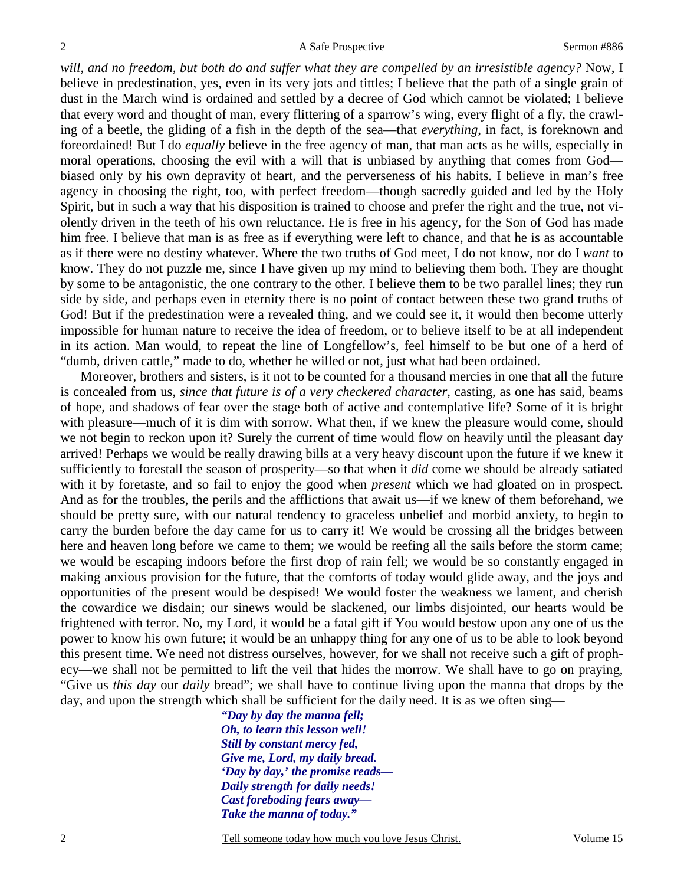*will, and no freedom, but both do and suffer what they are compelled by an irresistible agency?* Now, I believe in predestination, yes, even in its very jots and tittles; I believe that the path of a single grain of dust in the March wind is ordained and settled by a decree of God which cannot be violated; I believe that every word and thought of man, every flittering of a sparrow's wing, every flight of a fly, the crawling of a beetle, the gliding of a fish in the depth of the sea—that *everything*, in fact, is foreknown and foreordained! But I do *equally* believe in the free agency of man, that man acts as he wills, especially in moral operations, choosing the evil with a will that is unbiased by anything that comes from God—biased only by his own depravity of heart, and the perverseness of his habits. I believe in man's free agency in choosing the right, too, with perfect freedom—though sacredly guided and led by the Holy Spirit, but in such a way that his disposition is trained to choose and prefer the right and the true, not violently driven in the teeth of his own reluctance. He is free in his agency, for the Son of God has made him free. I believe that man is as free as if everything were left to chance, and that he is as accountable as if there were no destiny whatever. Where the two truths of God meet, I do not know, nor do I *want* to know. They do not puzzle me, since I have given up my mind to believing them both. They are thought by some to be antagonistic, the one contrary to the other. I believe them to be two parallel lines; they run side by side, and perhaps even in eternity there is no point of contact between these two grand truths of God! But if the predestination were a revealed thing, and we could see it, it would then become utterly impossible for human nature to receive the idea of freedom, or to believe itself to be at all independent in its action. Man would, to repeat the line of Longfellow's, feel himself to be but one of a herd of "dumb, driven cattle," made to do, whether he willed or not, just what had been ordained.

Moreover, brothers and sisters, is it not to be counted for a thousand mercies in one that all the future is concealed from us, *since that future is of a very checkered character,* casting, as one has said, beams of hope, and shadows of fear over the stage both of active and contemplative life? Some of it is bright with pleasure—much of it is dim with sorrow. What then, if we knew the pleasure would come, should we not begin to reckon upon it? Surely the current of time would flow on heavily until the pleasant day arrived! Perhaps we would be really drawing bills at a very heavy discount upon the future if we knew it sufficiently to forestall the season of prosperity—so that when it *did* come we should be already satiated with it by foretaste, and so fail to enjoy the good when *present* which we had gloated on in prospect. And as for the troubles, the perils and the afflictions that await us—if we knew of them beforehand, we should be pretty sure, with our natural tendency to graceless unbelief and morbid anxiety, to begin to carry the burden before the day came for us to carry it! We would be crossing all the bridges between here and heaven long before we came to them; we would be reefing all the sails before the storm came; we would be escaping indoors before the first drop of rain fell; we would be so constantly engaged in making anxious provision for the future, that the comforts of today would glide away, and the joys and opportunities of the present would be despised! We would foster the weakness we lament, and cherish the cowardice we disdain; our sinews would be slackened, our limbs disjointed, our hearts would be frightened with terror. No, my Lord, it would be a fatal gift if You would bestow upon any one of us the power to know his own future; it would be an unhappy thing for any one of us to be able to look beyond this present time. We need not distress ourselves, however, for we shall not receive such a gift of prophecy—we shall not be permitted to lift the veil that hides the morrow. We shall have to go on praying, "Give us *this day* our *daily* bread"; we shall have to continue living upon the manna that drops by the day, and upon the strength which shall be sufficient for the daily need. It is as we often sing—

> ***"Day by day the manna fell;***
> ***Oh, to learn this lesson well!***
> ***Still by constant mercy fed,***
> ***Give me, Lord, my daily bread.***
> ***'Day by day,' the promise reads—***
> ***Daily strength for daily needs!***
> ***Cast foreboding fears away—***
> ***Take the manna of today."***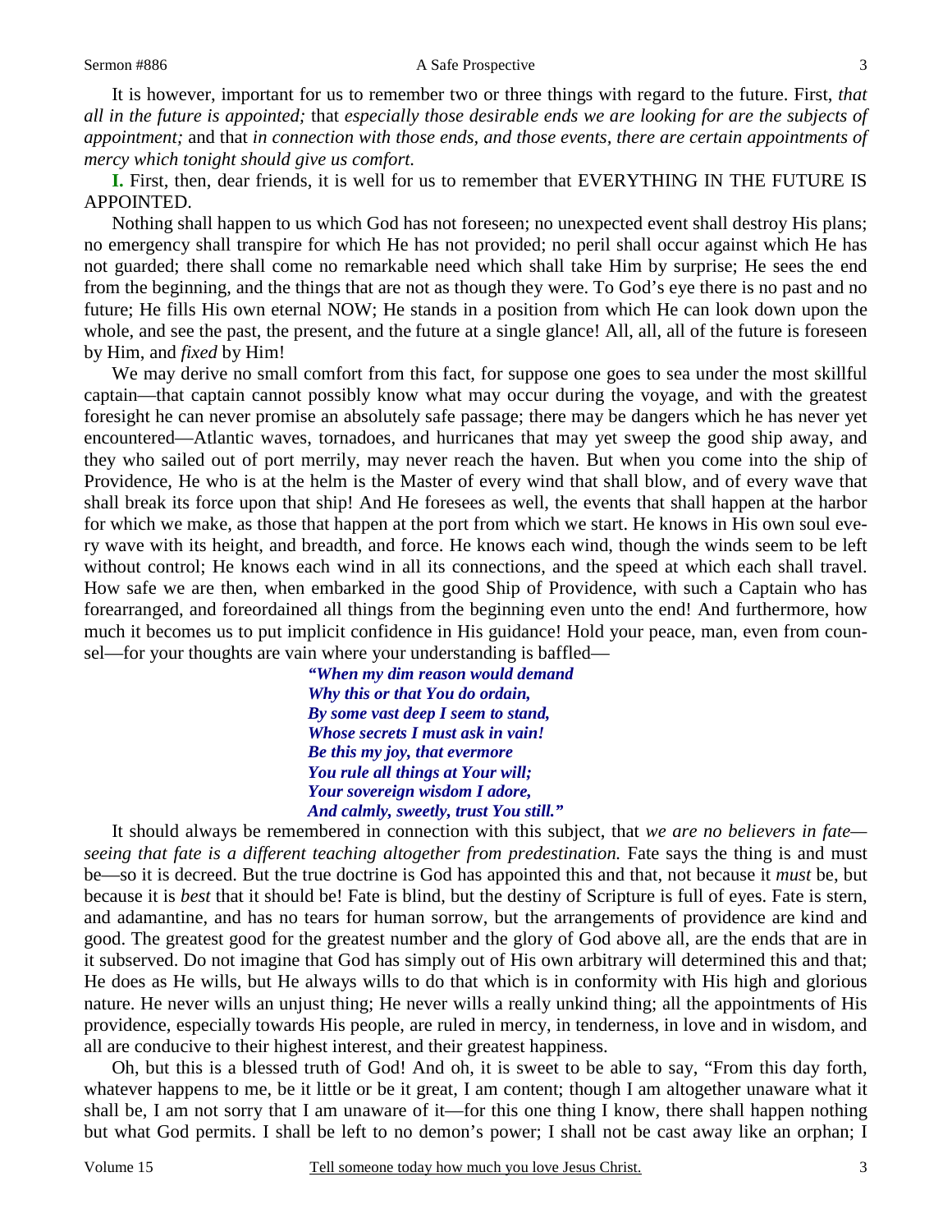It is however, important for us to remember two or three things with regard to the future. First, *that all in the future is appointed;* that *especially those desirable ends we are looking for are the subjects of appointment;* and that *in connection with those ends, and those events, there are certain appointments of mercy which tonight should give us comfort.*

**I.** First, then, dear friends, it is well for us to remember that EVERYTHING IN THE FUTURE IS APPOINTED.

Nothing shall happen to us which God has not foreseen; no unexpected event shall destroy His plans; no emergency shall transpire for which He has not provided; no peril shall occur against which He has not guarded; there shall come no remarkable need which shall take Him by surprise; He sees the end from the beginning, and the things that are not as though they were. To God's eye there is no past and no future; He fills His own eternal NOW; He stands in a position from which He can look down upon the whole, and see the past, the present, and the future at a single glance! All, all, all of the future is foreseen by Him, and *fixed* by Him!

We may derive no small comfort from this fact, for suppose one goes to sea under the most skillful captain—that captain cannot possibly know what may occur during the voyage, and with the greatest foresight he can never promise an absolutely safe passage; there may be dangers which he has never yet encountered—Atlantic waves, tornadoes, and hurricanes that may yet sweep the good ship away, and they who sailed out of port merrily, may never reach the haven. But when you come into the ship of Providence, He who is at the helm is the Master of every wind that shall blow, and of every wave that shall break its force upon that ship! And He foresees as well, the events that shall happen at the harbor for which we make, as those that happen at the port from which we start. He knows in His own soul every wave with its height, and breadth, and force. He knows each wind, though the winds seem to be left without control; He knows each wind in all its connections, and the speed at which each shall travel. How safe we are then, when embarked in the good Ship of Providence, with such a Captain who has forearranged, and foreordained all things from the beginning even unto the end! And furthermore, how much it becomes us to put implicit confidence in His guidance! Hold your peace, man, even from counsel—for your thoughts are vain where your understanding is baffled—

> ***"When my dim reason would demand***
> ***Why this or that You do ordain,***
> ***By some vast deep I seem to stand,***
> ***Whose secrets I must ask in vain!***
> ***Be this my joy, that evermore***
> ***You rule all things at Your will;***
> ***Your sovereign wisdom I adore,***
> ***And calmly, sweetly, trust You still."***

It should always be remembered in connection with this subject, that *we are no believers in fate—seeing that fate is a different teaching altogether from predestination.* Fate says the thing is and must be—so it is decreed. But the true doctrine is God has appointed this and that, not because it *must* be, but because it is *best* that it should be! Fate is blind, but the destiny of Scripture is full of eyes. Fate is stern, and adamantine, and has no tears for human sorrow, but the arrangements of providence are kind and good. The greatest good for the greatest number and the glory of God above all, are the ends that are in it subserved. Do not imagine that God has simply out of His own arbitrary will determined this and that; He does as He wills, but He always wills to do that which is in conformity with His high and glorious nature. He never wills an unjust thing; He never wills a really unkind thing; all the appointments of His providence, especially towards His people, are ruled in mercy, in tenderness, in love and in wisdom, and all are conducive to their highest interest, and their greatest happiness.

Oh, but this is a blessed truth of God! And oh, it is sweet to be able to say, "From this day forth, whatever happens to me, be it little or be it great, I am content; though I am altogether unaware what it shall be, I am not sorry that I am unaware of it—for this one thing I know, there shall happen nothing but what God permits. I shall be left to no demon's power; I shall not be cast away like an orphan; I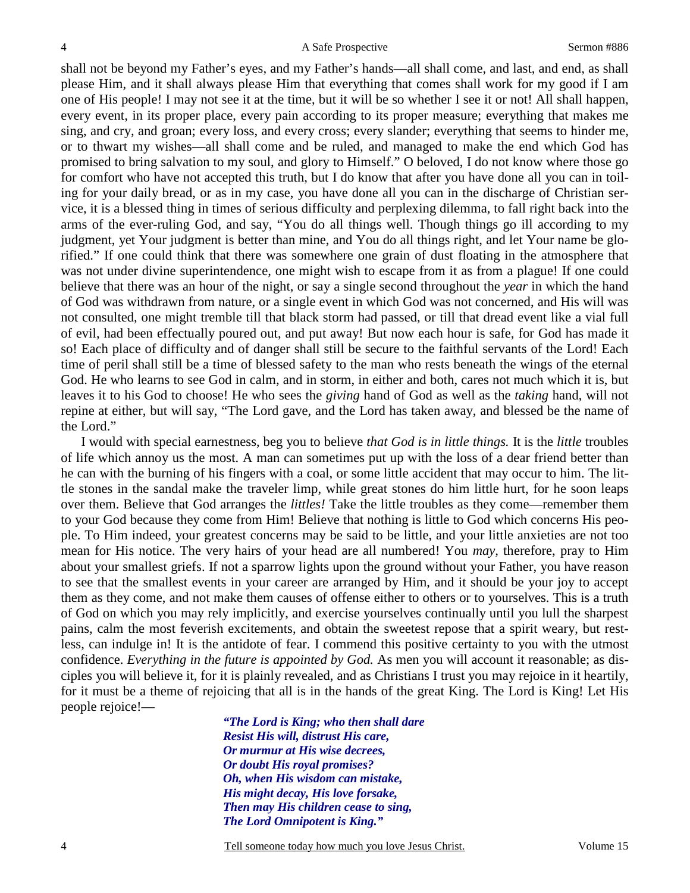shall not be beyond my Father's eyes, and my Father's hands—all shall come, and last, and end, as shall please Him, and it shall always please Him that everything that comes shall work for my good if I am one of His people! I may not see it at the time, but it will be so whether I see it or not! All shall happen, every event, in its proper place, every pain according to its proper measure; everything that makes me sing, and cry, and groan; every loss, and every cross; every slander; everything that seems to hinder me, or to thwart my wishes—all shall come and be ruled, and managed to make the end which God has promised to bring salvation to my soul, and glory to Himself." O beloved, I do not know where those go for comfort who have not accepted this truth, but I do know that after you have done all you can in toiling for your daily bread, or as in my case, you have done all you can in the discharge of Christian service, it is a blessed thing in times of serious difficulty and perplexing dilemma, to fall right back into the arms of the ever-ruling God, and say, "You do all things well. Though things go ill according to my judgment, yet Your judgment is better than mine, and You do all things right, and let Your name be glorified." If one could think that there was somewhere one grain of dust floating in the atmosphere that was not under divine superintendence, one might wish to escape from it as from a plague! If one could believe that there was an hour of the night, or say a single second throughout the *year* in which the hand of God was withdrawn from nature, or a single event in which God was not concerned, and His will was not consulted, one might tremble till that black storm had passed, or till that dread event like a vial full of evil, had been effectually poured out, and put away! But now each hour is safe, for God has made it so! Each place of difficulty and of danger shall still be secure to the faithful servants of the Lord! Each time of peril shall still be a time of blessed safety to the man who rests beneath the wings of the eternal God. He who learns to see God in calm, and in storm, in either and both, cares not much which it is, but leaves it to his God to choose! He who sees the *giving* hand of God as well as the *taking* hand, will not repine at either, but will say, "The Lord gave, and the Lord has taken away, and blessed be the name of the Lord."

I would with special earnestness, beg you to believe *that God is in little things.* It is the *little* troubles of life which annoy us the most. A man can sometimes put up with the loss of a dear friend better than he can with the burning of his fingers with a coal, or some little accident that may occur to him. The little stones in the sandal make the traveler limp, while great stones do him little hurt, for he soon leaps over them. Believe that God arranges the *littles!* Take the little troubles as they come—remember them to your God because they come from Him! Believe that nothing is little to God which concerns His people. To Him indeed, your greatest concerns may be said to be little, and your little anxieties are not too mean for His notice. The very hairs of your head are all numbered! You *may,* therefore, pray to Him about your smallest griefs. If not a sparrow lights upon the ground without your Father, you have reason to see that the smallest events in your career are arranged by Him, and it should be your joy to accept them as they come, and not make them causes of offense either to others or to yourselves. This is a truth of God on which you may rely implicitly, and exercise yourselves continually until you lull the sharpest pains, calm the most feverish excitements, and obtain the sweetest repose that a spirit weary, but restless, can indulge in! It is the antidote of fear. I commend this positive certainty to you with the utmost confidence. *Everything in the future is appointed by God.* As men you will account it reasonable; as disciples you will believe it, for it is plainly revealed, and as Christians I trust you may rejoice in it heartily, for it must be a theme of rejoicing that all is in the hands of the great King. The Lord is King! Let His people rejoice!—

> ***"The Lord is King; who then shall dare***
> ***Resist His will, distrust His care,***
> ***Or murmur at His wise decrees,***
> ***Or doubt His royal promises?***
> ***Oh, when His wisdom can mistake,***
> ***His might decay, His love forsake,***
> ***Then may His children cease to sing,***
> ***The Lord Omnipotent is King."***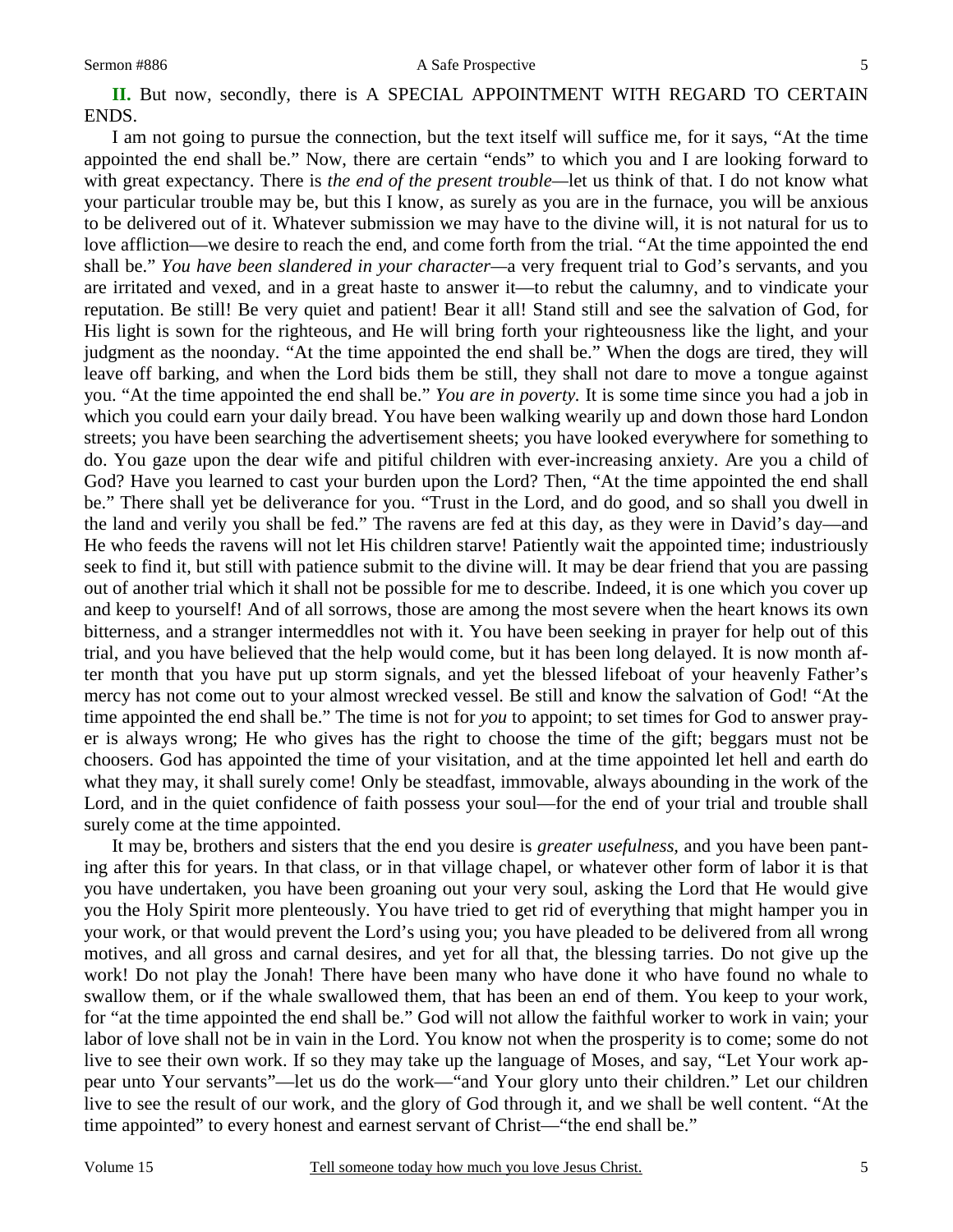**II.** But now, secondly, there is A SPECIAL APPOINTMENT WITH REGARD TO CERTAIN ENDS.

I am not going to pursue the connection, but the text itself will suffice me, for it says, "At the time appointed the end shall be." Now, there are certain "ends" to which you and I are looking forward to with great expectancy. There is *the end of the present trouble*—let us think of that. I do not know what your particular trouble may be, but this I know, as surely as you are in the furnace, you will be anxious to be delivered out of it. Whatever submission we may have to the divine will, it is not natural for us to love affliction—we desire to reach the end, and come forth from the trial. "At the time appointed the end shall be." *You have been slandered in your character*—a very frequent trial to God's servants, and you are irritated and vexed, and in a great haste to answer it—to rebut the calumny, and to vindicate your reputation. Be still! Be very quiet and patient! Bear it all! Stand still and see the salvation of God, for His light is sown for the righteous, and He will bring forth your righteousness like the light, and your judgment as the noonday. "At the time appointed the end shall be." When the dogs are tired, they will leave off barking, and when the Lord bids them be still, they shall not dare to move a tongue against you. "At the time appointed the end shall be." *You are in poverty.* It is some time since you had a job in which you could earn your daily bread. You have been walking wearily up and down those hard London streets; you have been searching the advertisement sheets; you have looked everywhere for something to do. You gaze upon the dear wife and pitiful children with ever-increasing anxiety. Are you a child of God? Have you learned to cast your burden upon the Lord? Then, "At the time appointed the end shall be." There shall yet be deliverance for you. "Trust in the Lord, and do good, and so shall you dwell in the land and verily you shall be fed." The ravens are fed at this day, as they were in David's day—and He who feeds the ravens will not let His children starve! Patiently wait the appointed time; industriously seek to find it, but still with patience submit to the divine will. It may be dear friend that you are passing out of another trial which it shall not be possible for me to describe. Indeed, it is one which you cover up and keep to yourself! And of all sorrows, those are among the most severe when the heart knows its own bitterness, and a stranger intermeddles not with it. You have been seeking in prayer for help out of this trial, and you have believed that the help would come, but it has been long delayed. It is now month after month that you have put up storm signals, and yet the blessed lifeboat of your heavenly Father's mercy has not come out to your almost wrecked vessel. Be still and know the salvation of God! "At the time appointed the end shall be." The time is not for *you* to appoint; to set times for God to answer prayer is always wrong; He who gives has the right to choose the time of the gift; beggars must not be choosers. God has appointed the time of your visitation, and at the time appointed let hell and earth do what they may, it shall surely come! Only be steadfast, immovable, always abounding in the work of the Lord, and in the quiet confidence of faith possess your soul—for the end of your trial and trouble shall surely come at the time appointed.

It may be, brothers and sisters that the end you desire is *greater usefulness,* and you have been panting after this for years. In that class, or in that village chapel, or whatever other form of labor it is that you have undertaken, you have been groaning out your very soul, asking the Lord that He would give you the Holy Spirit more plenteously. You have tried to get rid of everything that might hamper you in your work, or that would prevent the Lord's using you; you have pleaded to be delivered from all wrong motives, and all gross and carnal desires, and yet for all that, the blessing tarries. Do not give up the work! Do not play the Jonah! There have been many who have done it who have found no whale to swallow them, or if the whale swallowed them, that has been an end of them. You keep to your work, for "at the time appointed the end shall be." God will not allow the faithful worker to work in vain; your labor of love shall not be in vain in the Lord. You know not when the prosperity is to come; some do not live to see their own work. If so they may take up the language of Moses, and say, "Let Your work appear unto Your servants"—let us do the work—"and Your glory unto their children." Let our children live to see the result of our work, and the glory of God through it, and we shall be well content. "At the time appointed" to every honest and earnest servant of Christ—"the end shall be."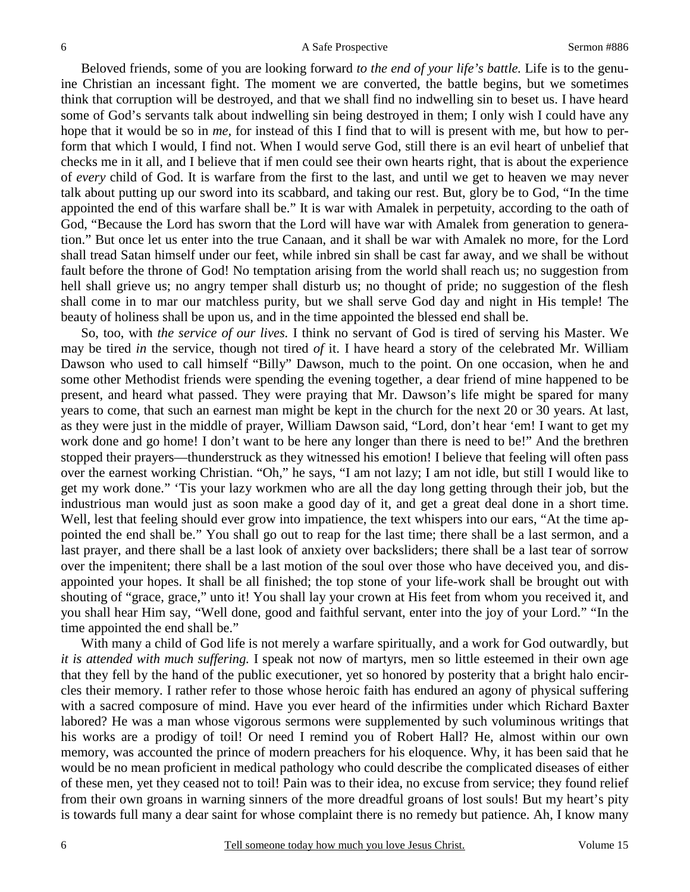Beloved friends, some of you are looking forward *to the end of your life's battle.* Life is to the genuine Christian an incessant fight. The moment we are converted, the battle begins, but we sometimes think that corruption will be destroyed, and that we shall find no indwelling sin to beset us. I have heard some of God's servants talk about indwelling sin being destroyed in them; I only wish I could have any hope that it would be so in *me*, for instead of this I find that to will is present with me, but how to perform that which I would, I find not. When I would serve God, still there is an evil heart of unbelief that checks me in it all, and I believe that if men could see their own hearts right, that is about the experience of *every* child of God. It is warfare from the first to the last, and until we get to heaven we may never talk about putting up our sword into its scabbard, and taking our rest. But, glory be to God, "In the time appointed the end of this warfare shall be." It is war with Amalek in perpetuity, according to the oath of God, "Because the Lord has sworn that the Lord will have war with Amalek from generation to generation." But once let us enter into the true Canaan, and it shall be war with Amalek no more, for the Lord shall tread Satan himself under our feet, while inbred sin shall be cast far away, and we shall be without fault before the throne of God! No temptation arising from the world shall reach us; no suggestion from hell shall grieve us; no angry temper shall disturb us; no thought of pride; no suggestion of the flesh shall come in to mar our matchless purity, but we shall serve God day and night in His temple! The beauty of holiness shall be upon us, and in the time appointed the blessed end shall be.

So, too, with *the service of our lives.* I think no servant of God is tired of serving his Master. We may be tired *in* the service, though not tired *of* it. I have heard a story of the celebrated Mr. William Dawson who used to call himself "Billy" Dawson, much to the point. On one occasion, when he and some other Methodist friends were spending the evening together, a dear friend of mine happened to be present, and heard what passed. They were praying that Mr. Dawson's life might be spared for many years to come, that such an earnest man might be kept in the church for the next 20 or 30 years. At last, as they were just in the middle of prayer, William Dawson said, "Lord, don't hear 'em! I want to get my work done and go home! I don't want to be here any longer than there is need to be!" And the brethren stopped their prayers—thunderstruck as they witnessed his emotion! I believe that feeling will often pass over the earnest working Christian. "Oh," he says, "I am not lazy; I am not idle, but still I would like to get my work done." 'Tis your lazy workmen who are all the day long getting through their job, but the industrious man would just as soon make a good day of it, and get a great deal done in a short time. Well, lest that feeling should ever grow into impatience, the text whispers into our ears, "At the time appointed the end shall be." You shall go out to reap for the last time; there shall be a last sermon, and a last prayer, and there shall be a last look of anxiety over backsliders; there shall be a last tear of sorrow over the impenitent; there shall be a last motion of the soul over those who have deceived you, and disappointed your hopes. It shall be all finished; the top stone of your life-work shall be brought out with shouting of "grace, grace," unto it! You shall lay your crown at His feet from whom you received it, and you shall hear Him say, "Well done, good and faithful servant, enter into the joy of your Lord." "In the time appointed the end shall be."

With many a child of God life is not merely a warfare spiritually, and a work for God outwardly, but *it is attended with much suffering.* I speak not now of martyrs, men so little esteemed in their own age that they fell by the hand of the public executioner, yet so honored by posterity that a bright halo encircles their memory. I rather refer to those whose heroic faith has endured an agony of physical suffering with a sacred composure of mind. Have you ever heard of the infirmities under which Richard Baxter labored? He was a man whose vigorous sermons were supplemented by such voluminous writings that his works are a prodigy of toil! Or need I remind you of Robert Hall? He, almost within our own memory, was accounted the prince of modern preachers for his eloquence. Why, it has been said that he would be no mean proficient in medical pathology who could describe the complicated diseases of either of these men, yet they ceased not to toil! Pain was to their idea, no excuse from service; they found relief from their own groans in warning sinners of the more dreadful groans of lost souls! But my heart's pity is towards full many a dear saint for whose complaint there is no remedy but patience. Ah, I know many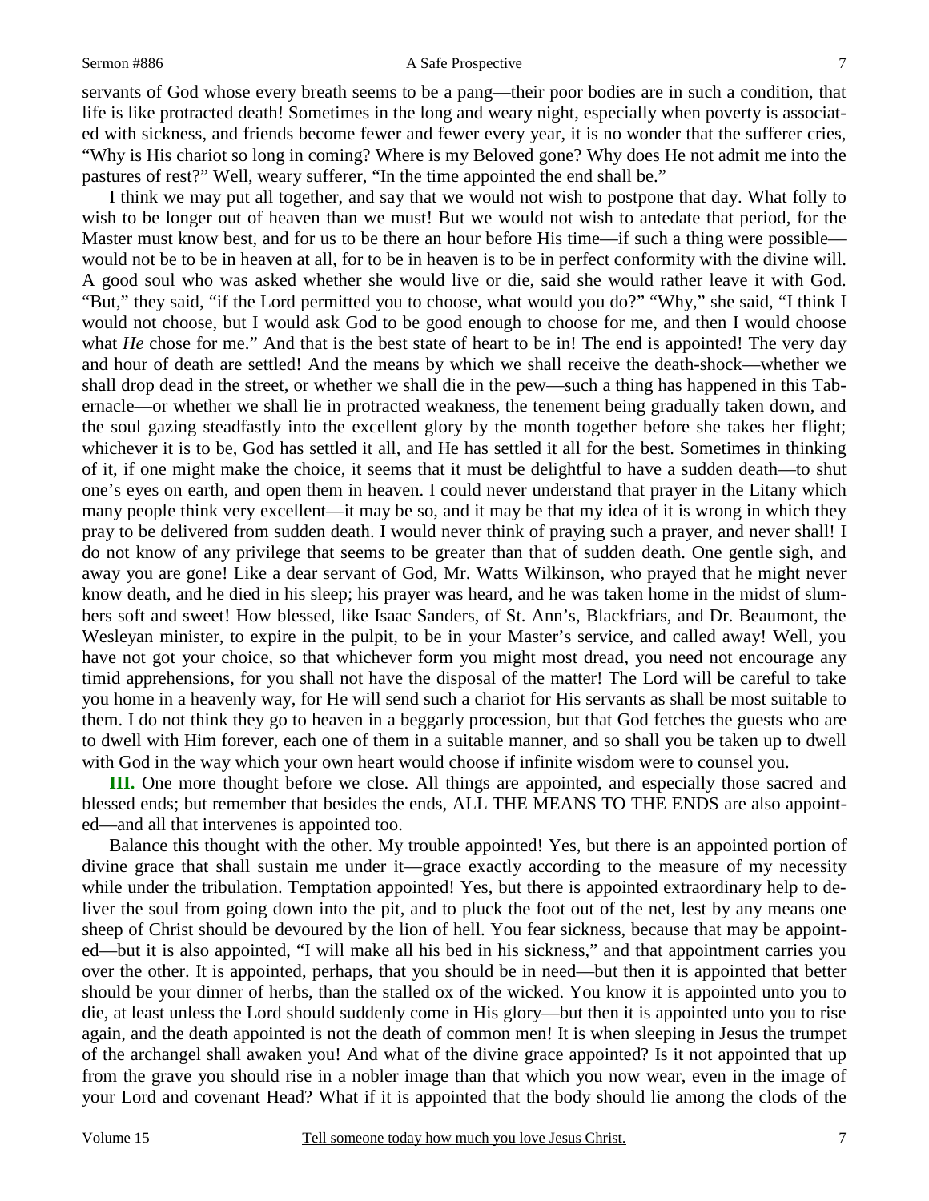servants of God whose every breath seems to be a pang—their poor bodies are in such a condition, that life is like protracted death! Sometimes in the long and weary night, especially when poverty is associated with sickness, and friends become fewer and fewer every year, it is no wonder that the sufferer cries, "Why is His chariot so long in coming? Where is my Beloved gone? Why does He not admit me into the pastures of rest?" Well, weary sufferer, "In the time appointed the end shall be."

I think we may put all together, and say that we would not wish to postpone that day. What folly to wish to be longer out of heaven than we must! But we would not wish to antedate that period, for the Master must know best, and for us to be there an hour before His time—if such a thing were possible—would not be to be in heaven at all, for to be in heaven is to be in perfect conformity with the divine will. A good soul who was asked whether she would live or die, said she would rather leave it with God. "But," they said, "if the Lord permitted you to choose, what would you do?" "Why," she said, "I think I would not choose, but I would ask God to be good enough to choose for me, and then I would choose what *He* chose for me." And that is the best state of heart to be in! The end is appointed! The very day and hour of death are settled! And the means by which we shall receive the death-shock—whether we shall drop dead in the street, or whether we shall die in the pew—such a thing has happened in this Tabernacle—or whether we shall lie in protracted weakness, the tenement being gradually taken down, and the soul gazing steadfastly into the excellent glory by the month together before she takes her flight; whichever it is to be, God has settled it all, and He has settled it all for the best. Sometimes in thinking of it, if one might make the choice, it seems that it must be delightful to have a sudden death—to shut one's eyes on earth, and open them in heaven. I could never understand that prayer in the Litany which many people think very excellent—it may be so, and it may be that my idea of it is wrong in which they pray to be delivered from sudden death. I would never think of praying such a prayer, and never shall! I do not know of any privilege that seems to be greater than that of sudden death. One gentle sigh, and away you are gone! Like a dear servant of God, Mr. Watts Wilkinson, who prayed that he might never know death, and he died in his sleep; his prayer was heard, and he was taken home in the midst of slumbers soft and sweet! How blessed, like Isaac Sanders, of St. Ann's, Blackfriars, and Dr. Beaumont, the Wesleyan minister, to expire in the pulpit, to be in your Master's service, and called away! Well, you have not got your choice, so that whichever form you might most dread, you need not encourage any timid apprehensions, for you shall not have the disposal of the matter! The Lord will be careful to take you home in a heavenly way, for He will send such a chariot for His servants as shall be most suitable to them. I do not think they go to heaven in a beggarly procession, but that God fetches the guests who are to dwell with Him forever, each one of them in a suitable manner, and so shall you be taken up to dwell with God in the way which your own heart would choose if infinite wisdom were to counsel you.

**III.** One more thought before we close. All things are appointed, and especially those sacred and blessed ends; but remember that besides the ends, ALL THE MEANS TO THE ENDS are also appointed—and all that intervenes is appointed too.

Balance this thought with the other. My trouble appointed! Yes, but there is an appointed portion of divine grace that shall sustain me under it—grace exactly according to the measure of my necessity while under the tribulation. Temptation appointed! Yes, but there is appointed extraordinary help to deliver the soul from going down into the pit, and to pluck the foot out of the net, lest by any means one sheep of Christ should be devoured by the lion of hell. You fear sickness, because that may be appointed—but it is also appointed, "I will make all his bed in his sickness," and that appointment carries you over the other. It is appointed, perhaps, that you should be in need—but then it is appointed that better should be your dinner of herbs, than the stalled ox of the wicked. You know it is appointed unto you to die, at least unless the Lord should suddenly come in His glory—but then it is appointed unto you to rise again, and the death appointed is not the death of common men! It is when sleeping in Jesus the trumpet of the archangel shall awaken you! And what of the divine grace appointed? Is it not appointed that up from the grave you should rise in a nobler image than that which you now wear, even in the image of your Lord and covenant Head? What if it is appointed that the body should lie among the clods of the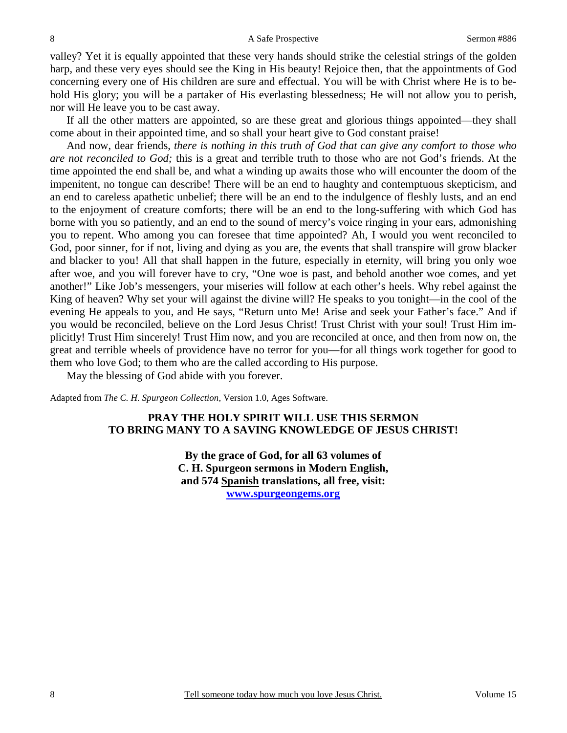valley? Yet it is equally appointed that these very hands should strike the celestial strings of the golden harp, and these very eyes should see the King in His beauty! Rejoice then, that the appointments of God concerning every one of His children are sure and effectual. You will be with Christ where He is to behold His glory; you will be a partaker of His everlasting blessedness; He will not allow you to perish, nor will He leave you to be cast away.

If all the other matters are appointed, so are these great and glorious things appointed—they shall come about in their appointed time, and so shall your heart give to God constant praise!

And now, dear friends, *there is nothing in this truth of God that can give any comfort to those who are not reconciled to God;* this is a great and terrible truth to those who are not God's friends. At the time appointed the end shall be, and what a winding up awaits those who will encounter the doom of the impenitent, no tongue can describe! There will be an end to haughty and contemptuous skepticism, and an end to careless apathetic unbelief; there will be an end to the indulgence of fleshly lusts, and an end to the enjoyment of creature comforts; there will be an end to the long-suffering with which God has borne with you so patiently, and an end to the sound of mercy's voice ringing in your ears, admonishing you to repent. Who among you can foresee that time appointed? Ah, I would you went reconciled to God, poor sinner, for if not, living and dying as you are, the events that shall transpire will grow blacker and blacker to you! All that shall happen in the future, especially in eternity, will bring you only woe after woe, and you will forever have to cry, "One woe is past, and behold another woe comes, and yet another!" Like Job's messengers, your miseries will follow at each other's heels. Why rebel against the King of heaven? Why set your will against the divine will? He speaks to you tonight—in the cool of the evening He appeals to you, and He says, "Return unto Me! Arise and seek your Father's face." And if you would be reconciled, believe on the Lord Jesus Christ! Trust Christ with your soul! Trust Him implicitly! Trust Him sincerely! Trust Him now, and you are reconciled at once, and then from now on, the great and terrible wheels of providence have no terror for you—for all things work together for good to them who love God; to them who are the called according to His purpose.

May the blessing of God abide with you forever.

Adapted from *The C. H. Spurgeon Collection,* Version 1.0, Ages Software.

**PRAY THE HOLY SPIRIT WILL USE THIS SERMON TO BRING MANY TO A SAVING KNOWLEDGE OF JESUS CHRIST!**

**By the grace of God, for all 63 volumes of C. H. Spurgeon sermons in Modern English, and 574 Spanish translations, all free, visit: www.spurgeongems.org**